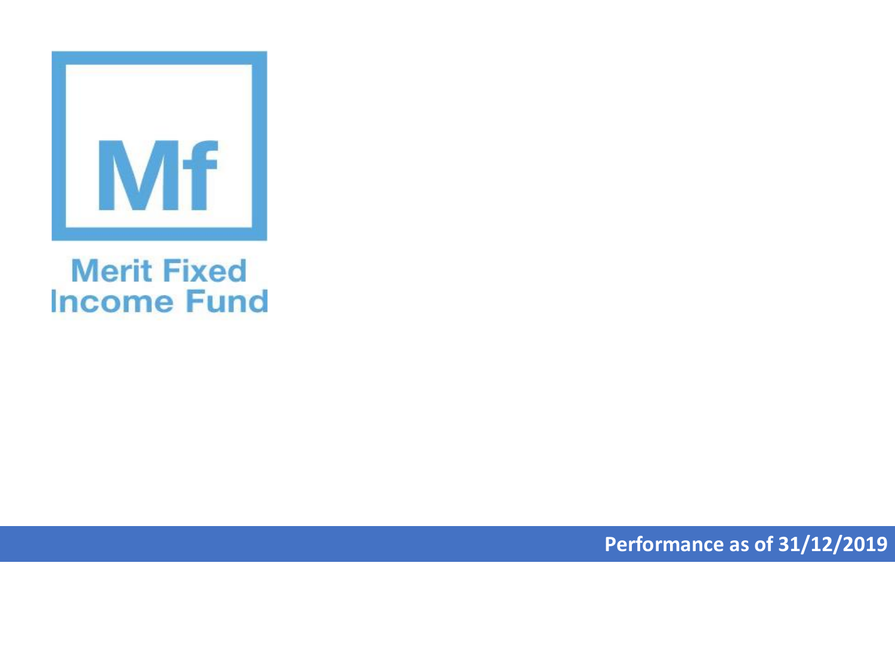Mf

# Merit Fixed Income Fund

Performance as of 31/12/2019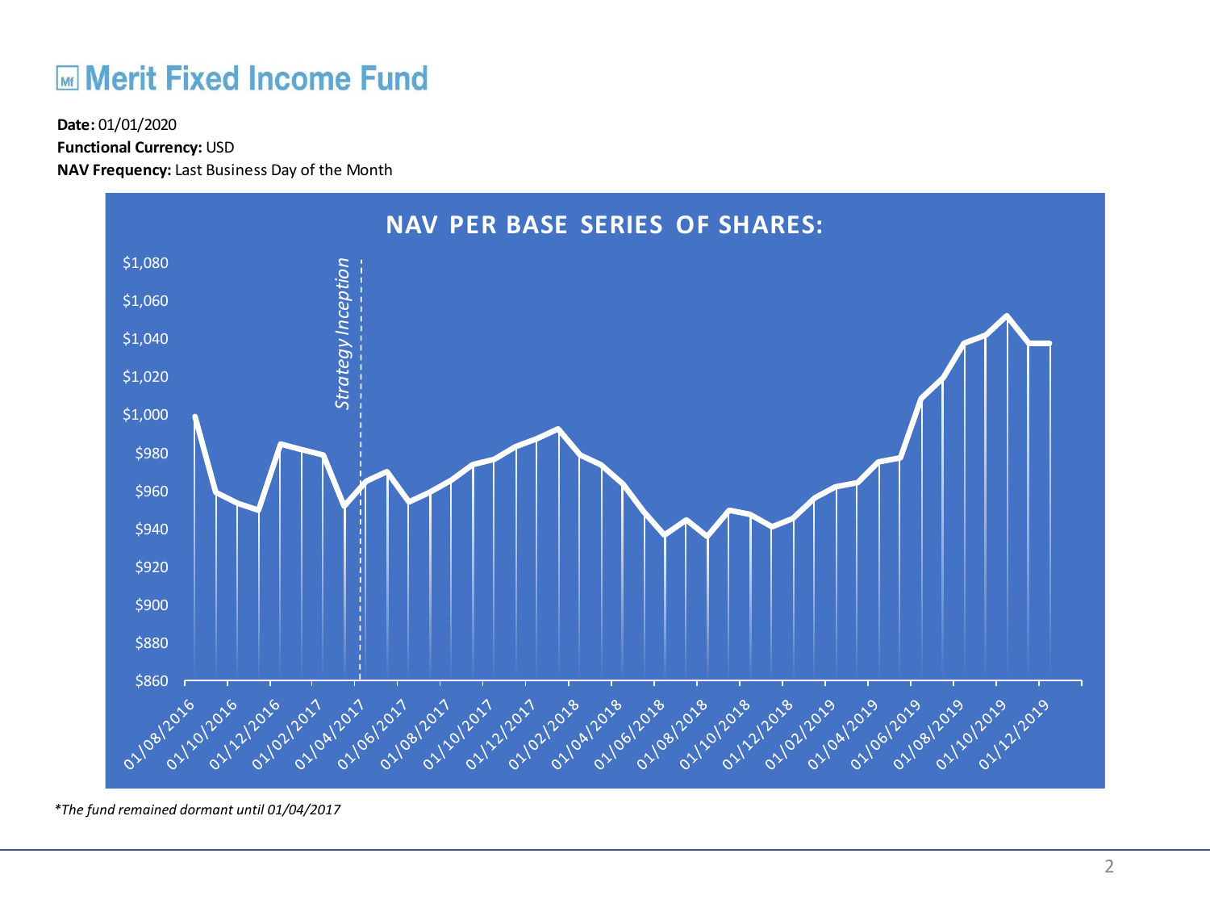# Merit Fixed Income Fund

**Date:** 01/01/2020
**Functional Currency:** USD
**NAV Frequency:** Last Business Day of the Month

NAV PER BASE SERIES OF SHARES:

$1,080
$1,060
$1,040
$1,020
$1,000
$980
$960
$940
$920
$900
$880
$860

*Strategy Inception*

01/08/2016
01/10/2016
01/12/2016
01/02/2017
01/04/2017
01/06/2017
01/08/2017
01/10/2017
01/12/2017
01/02/2018
01/04/2018
01/06/2018
01/08/2018
01/10/2018
01/12/2018
01/02/2019
01/04/2019
01/06/2019
01/08/2019
01/10/2019
01/12/2019

*\*The fund remained dormant until 01/04/2017*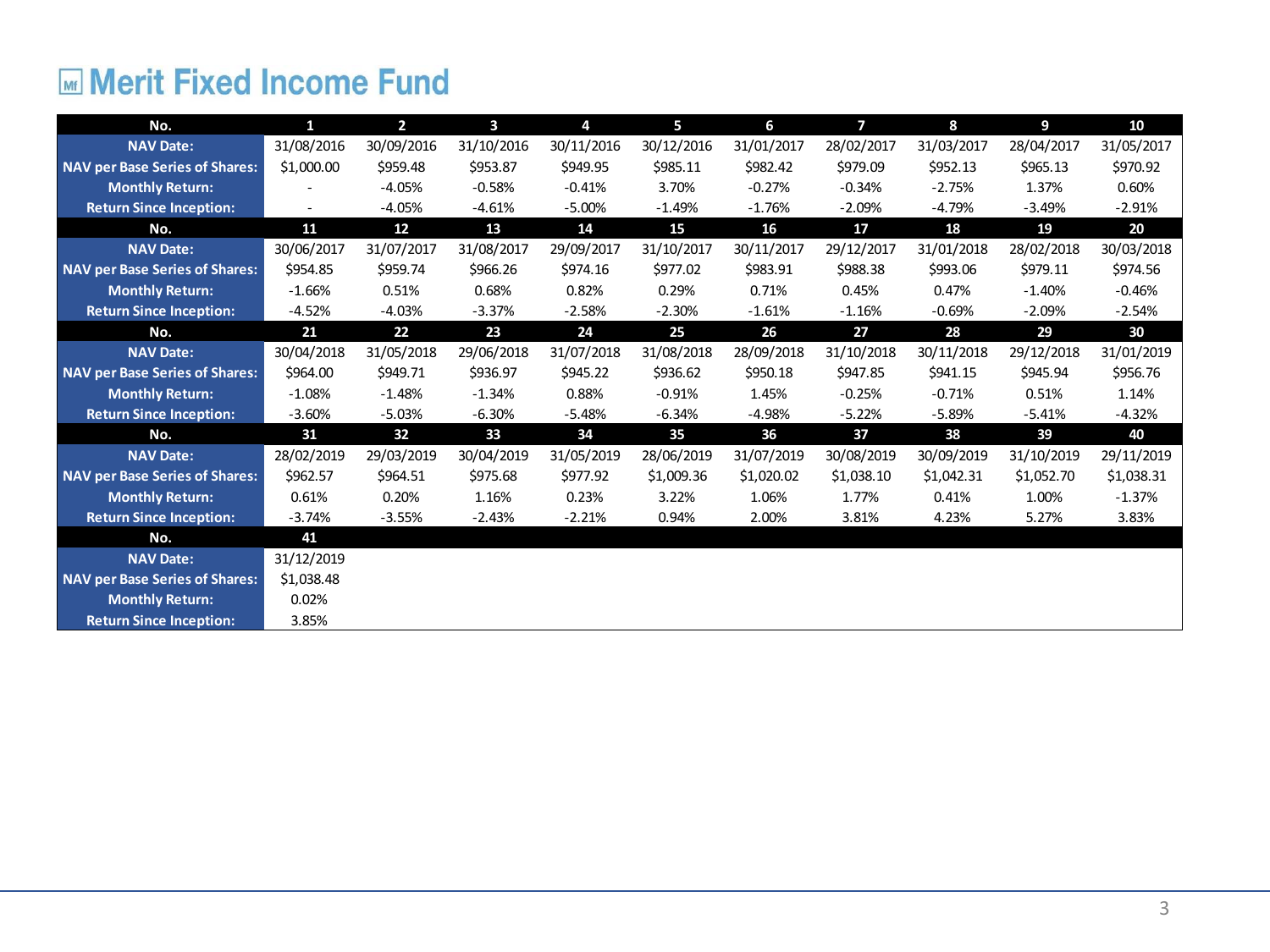# Merit Fixed Income Fund

| No. | 1 | 2 | 3 | 4 | 5 | 6 | 7 | 8 | 9 | 10 |
|---|---|---|---|---|---|---|---|---|---|---|
| **NAV Date:** | 31/08/2016 | 30/09/2016 | 31/10/2016 | 30/11/2016 | 30/12/2016 | 31/01/2017 | 28/02/2017 | 31/03/2017 | 28/04/2017 | 31/05/2017 |
| **NAV per Base Series of Shares:** | $1,000.00 | $959.48 | $953.87 | $949.95 | $985.11 | $982.42 | $979.09 | $952.13 | $965.13 | $970.92 |
| **Monthly Return:** | - | -4.05% | -0.58% | -0.41% | 3.70% | -0.27% | -0.34% | -2.75% | 1.37% | 0.60% |
| **Return Since Inception:** | - | -4.05% | -4.61% | -5.00% | -1.49% | -1.76% | -2.09% | -4.79% | -3.49% | -2.91% |
| **No.** | **11** | **12** | **13** | **14** | **15** | **16** | **17** | **18** | **19** | **20** |
| **NAV Date:** | 30/06/2017 | 31/07/2017 | 31/08/2017 | 29/09/2017 | 31/10/2017 | 30/11/2017 | 29/12/2017 | 31/01/2018 | 28/02/2018 | 30/03/2018 |
| **NAV per Base Series of Shares:** | $954.85 | $959.74 | $966.26 | $974.16 | $977.02 | $983.91 | $988.38 | $993.06 | $979.11 | $974.56 |
| **Monthly Return:** | -1.66% | 0.51% | 0.68% | 0.82% | 0.29% | 0.71% | 0.45% | 0.47% | -1.40% | -0.46% |
| **Return Since Inception:** | -4.52% | -4.03% | -3.37% | -2.58% | -2.30% | -1.61% | -1.16% | -0.69% | -2.09% | -2.54% |
| **No.** | **21** | **22** | **23** | **24** | **25** | **26** | **27** | **28** | **29** | **30** |
| **NAV Date:** | 30/04/2018 | 31/05/2018 | 29/06/2018 | 31/07/2018 | 31/08/2018 | 28/09/2018 | 31/10/2018 | 30/11/2018 | 29/12/2018 | 31/01/2019 |
| **NAV per Base Series of Shares:** | $964.00 | $949.71 | $936.97 | $945.22 | $936.62 | $950.18 | $947.85 | $941.15 | $945.94 | $956.76 |
| **Monthly Return:** | -1.08% | -1.48% | -1.34% | 0.88% | -0.91% | 1.45% | -0.25% | -0.71% | 0.51% | 1.14% |
| **Return Since Inception:** | -3.60% | -5.03% | -6.30% | -5.48% | -6.34% | -4.98% | -5.22% | -5.89% | -5.41% | -4.32% |
| **No.** | **31** | **32** | **33** | **34** | **35** | **36** | **37** | **38** | **39** | **40** |
| **NAV Date:** | 28/02/2019 | 29/03/2019 | 30/04/2019 | 31/05/2019 | 28/06/2019 | 31/07/2019 | 30/08/2019 | 30/09/2019 | 31/10/2019 | 29/11/2019 |
| **NAV per Base Series of Shares:** | $962.57 | $964.51 | $975.68 | $977.92 | $1,009.36 | $1,020.02 | $1,038.10 | $1,042.31 | $1,052.70 | $1,038.31 |
| **Monthly Return:** | 0.61% | 0.20% | 1.16% | 0.23% | 3.22% | 1.06% | 1.77% | 0.41% | 1.00% | -1.37% |
| **Return Since Inception:** | -3.74% | -3.55% | -2.43% | -2.21% | 0.94% | 2.00% | 3.81% | 4.23% | 5.27% | 3.83% |
| **No.** | **41** | | | | | | | | | |
| **NAV Date:** | 31/12/2019 | | | | | | | | | |
| **NAV per Base Series of Shares:** | $1,038.48 | | | | | | | | | |
| **Monthly Return:** | 0.02% | | | | | | | | | |
| **Return Since Inception:** | 3.85% | | | | | | | | | |